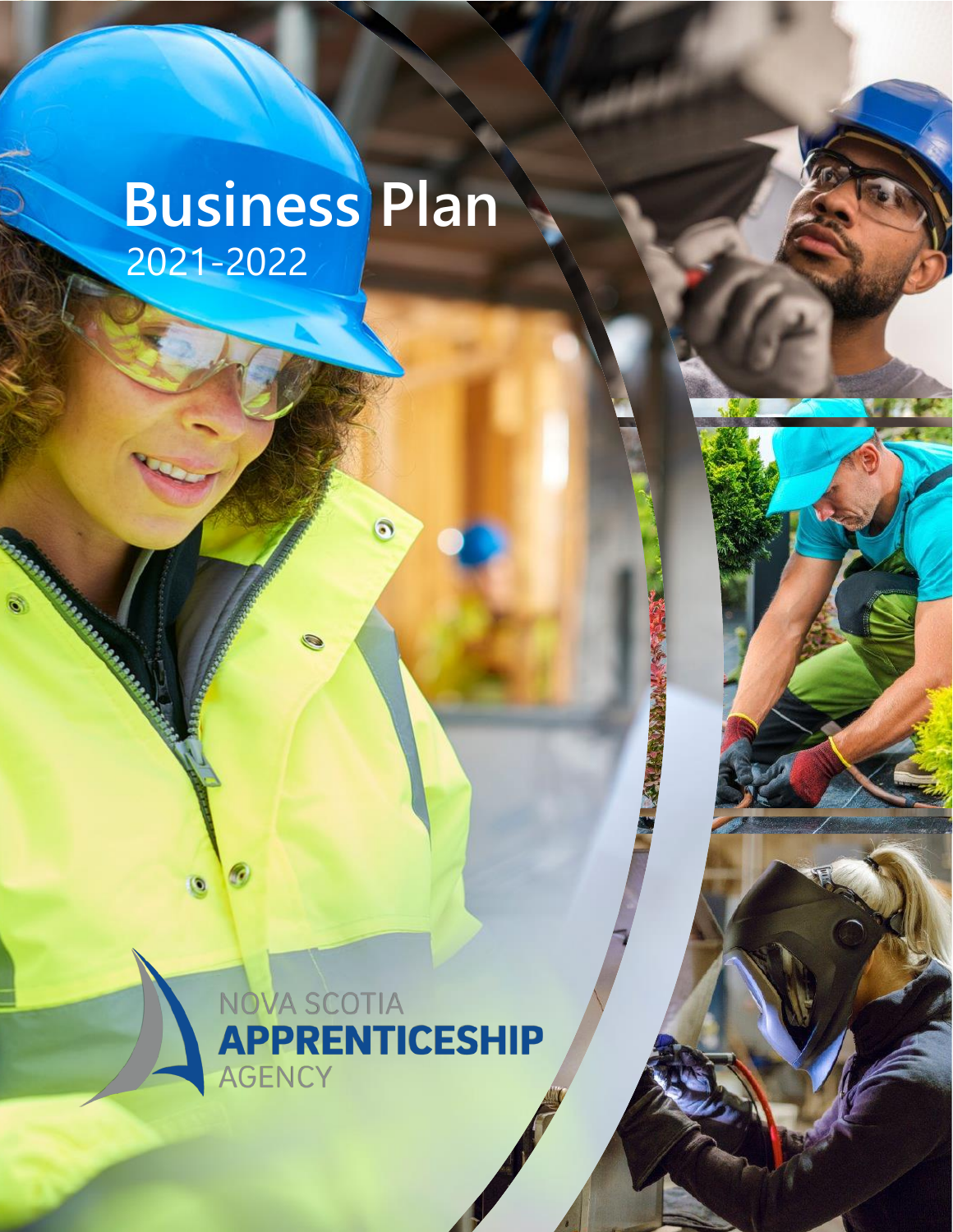# Business Plan

2021-2022

NOVA SCOTIA
APPRENTICESHIP
AGENCY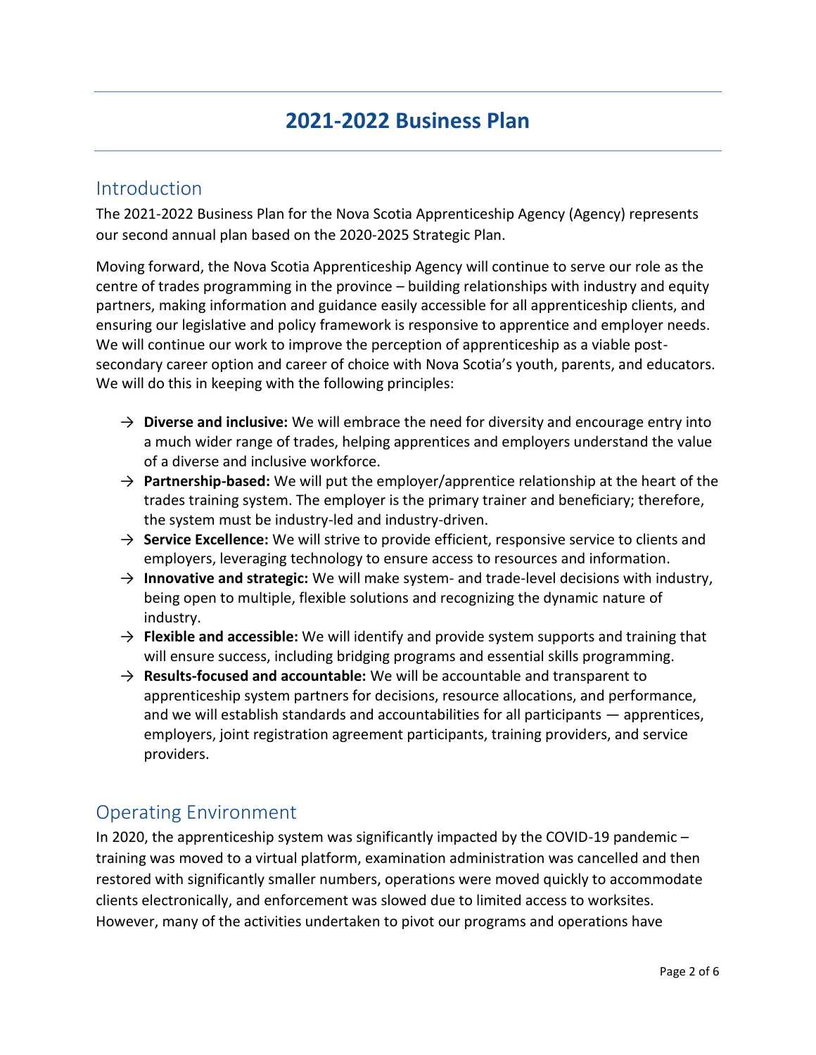# 2021-2022 Business Plan

## Introduction

The 2021-2022 Business Plan for the Nova Scotia Apprenticeship Agency (Agency) represents our second annual plan based on the 2020-2025 Strategic Plan.

Moving forward, the Nova Scotia Apprenticeship Agency will continue to serve our role as the centre of trades programming in the province – building relationships with industry and equity partners, making information and guidance easily accessible for all apprenticeship clients, and ensuring our legislative and policy framework is responsive to apprentice and employer needs. We will continue our work to improve the perception of apprenticeship as a viable post-secondary career option and career of choice with Nova Scotia's youth, parents, and educators. We will do this in keeping with the following principles:

- → **Diverse and inclusive:** We will embrace the need for diversity and encourage entry into a much wider range of trades, helping apprentices and employers understand the value of a diverse and inclusive workforce.
- → **Partnership-based:** We will put the employer/apprentice relationship at the heart of the trades training system. The employer is the primary trainer and beneficiary; therefore, the system must be industry-led and industry-driven.
- → **Service Excellence:** We will strive to provide efficient, responsive service to clients and employers, leveraging technology to ensure access to resources and information.
- → **Innovative and strategic:** We will make system- and trade-level decisions with industry, being open to multiple, flexible solutions and recognizing the dynamic nature of industry.
- → **Flexible and accessible:** We will identify and provide system supports and training that will ensure success, including bridging programs and essential skills programming.
- → **Results-focused and accountable:** We will be accountable and transparent to apprenticeship system partners for decisions, resource allocations, and performance, and we will establish standards and accountabilities for all participants — apprentices, employers, joint registration agreement participants, training providers, and service providers.

## Operating Environment

In 2020, the apprenticeship system was significantly impacted by the COVID-19 pandemic – training was moved to a virtual platform, examination administration was cancelled and then restored with significantly smaller numbers, operations were moved quickly to accommodate clients electronically, and enforcement was slowed due to limited access to worksites. However, many of the activities undertaken to pivot our programs and operations have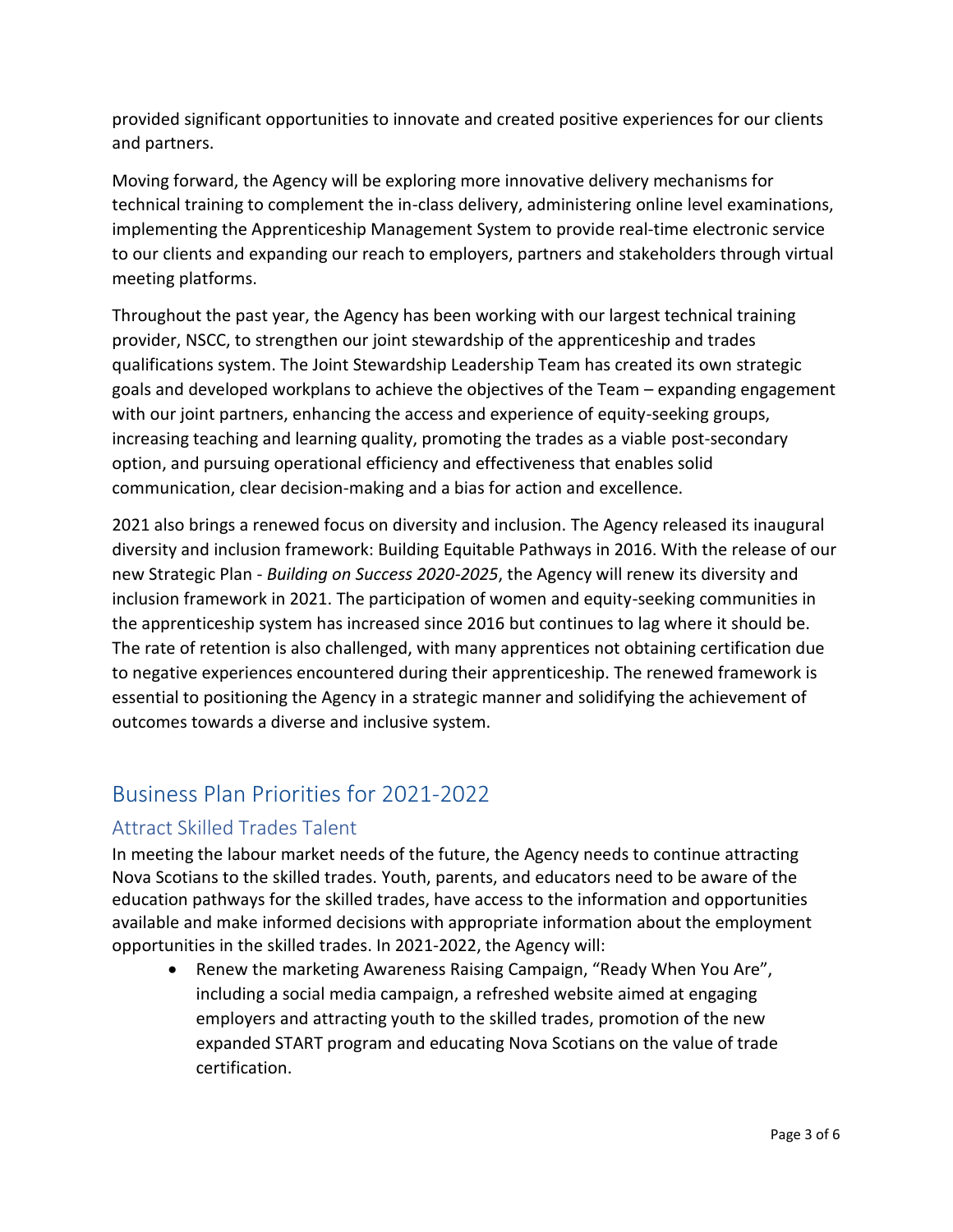provided significant opportunities to innovate and created positive experiences for our clients and partners.

Moving forward, the Agency will be exploring more innovative delivery mechanisms for technical training to complement the in-class delivery, administering online level examinations, implementing the Apprenticeship Management System to provide real-time electronic service to our clients and expanding our reach to employers, partners and stakeholders through virtual meeting platforms.

Throughout the past year, the Agency has been working with our largest technical training provider, NSCC, to strengthen our joint stewardship of the apprenticeship and trades qualifications system. The Joint Stewardship Leadership Team has created its own strategic goals and developed workplans to achieve the objectives of the Team – expanding engagement with our joint partners, enhancing the access and experience of equity-seeking groups, increasing teaching and learning quality, promoting the trades as a viable post-secondary option, and pursuing operational efficiency and effectiveness that enables solid communication, clear decision-making and a bias for action and excellence.

2021 also brings a renewed focus on diversity and inclusion. The Agency released its inaugural diversity and inclusion framework: Building Equitable Pathways in 2016. With the release of our new Strategic Plan - *Building on Success 2020-2025*, the Agency will renew its diversity and inclusion framework in 2021. The participation of women and equity-seeking communities in the apprenticeship system has increased since 2016 but continues to lag where it should be. The rate of retention is also challenged, with many apprentices not obtaining certification due to negative experiences encountered during their apprenticeship. The renewed framework is essential to positioning the Agency in a strategic manner and solidifying the achievement of outcomes towards a diverse and inclusive system.

## Business Plan Priorities for 2021-2022

### Attract Skilled Trades Talent

In meeting the labour market needs of the future, the Agency needs to continue attracting Nova Scotians to the skilled trades. Youth, parents, and educators need to be aware of the education pathways for the skilled trades, have access to the information and opportunities available and make informed decisions with appropriate information about the employment opportunities in the skilled trades. In 2021-2022, the Agency will:

- Renew the marketing Awareness Raising Campaign, "Ready When You Are", including a social media campaign, a refreshed website aimed at engaging employers and attracting youth to the skilled trades, promotion of the new expanded START program and educating Nova Scotians on the value of trade certification.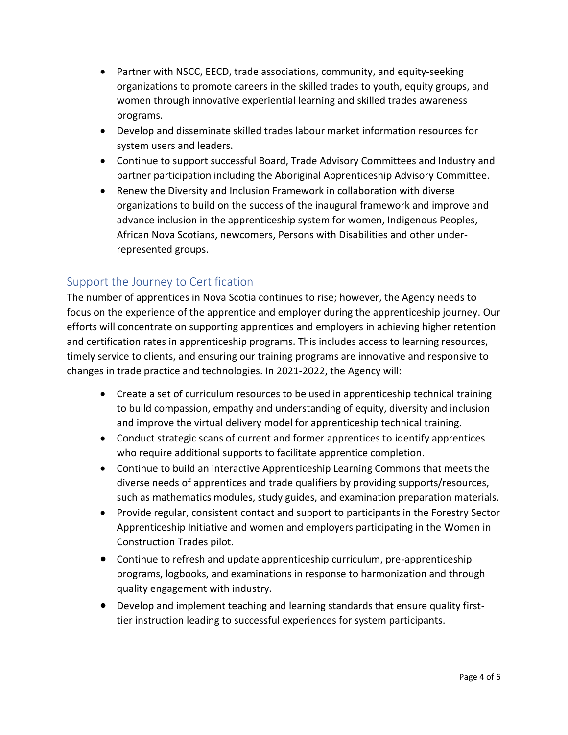- Partner with NSCC, EECD, trade associations, community, and equity-seeking organizations to promote careers in the skilled trades to youth, equity groups, and women through innovative experiential learning and skilled trades awareness programs.
- Develop and disseminate skilled trades labour market information resources for system users and leaders.
- Continue to support successful Board, Trade Advisory Committees and Industry and partner participation including the Aboriginal Apprenticeship Advisory Committee.
- Renew the Diversity and Inclusion Framework in collaboration with diverse organizations to build on the success of the inaugural framework and improve and advance inclusion in the apprenticeship system for women, Indigenous Peoples, African Nova Scotians, newcomers, Persons with Disabilities and other under-represented groups.

## Support the Journey to Certification

The number of apprentices in Nova Scotia continues to rise; however, the Agency needs to focus on the experience of the apprentice and employer during the apprenticeship journey. Our efforts will concentrate on supporting apprentices and employers in achieving higher retention and certification rates in apprenticeship programs. This includes access to learning resources, timely service to clients, and ensuring our training programs are innovative and responsive to changes in trade practice and technologies. In 2021-2022, the Agency will:

- Create a set of curriculum resources to be used in apprenticeship technical training to build compassion, empathy and understanding of equity, diversity and inclusion and improve the virtual delivery model for apprenticeship technical training.
- Conduct strategic scans of current and former apprentices to identify apprentices who require additional supports to facilitate apprentice completion.
- Continue to build an interactive Apprenticeship Learning Commons that meets the diverse needs of apprentices and trade qualifiers by providing supports/resources, such as mathematics modules, study guides, and examination preparation materials.
- Provide regular, consistent contact and support to participants in the Forestry Sector Apprenticeship Initiative and women and employers participating in the Women in Construction Trades pilot.
- Continue to refresh and update apprenticeship curriculum, pre-apprenticeship programs, logbooks, and examinations in response to harmonization and through quality engagement with industry.
- Develop and implement teaching and learning standards that ensure quality first-tier instruction leading to successful experiences for system participants.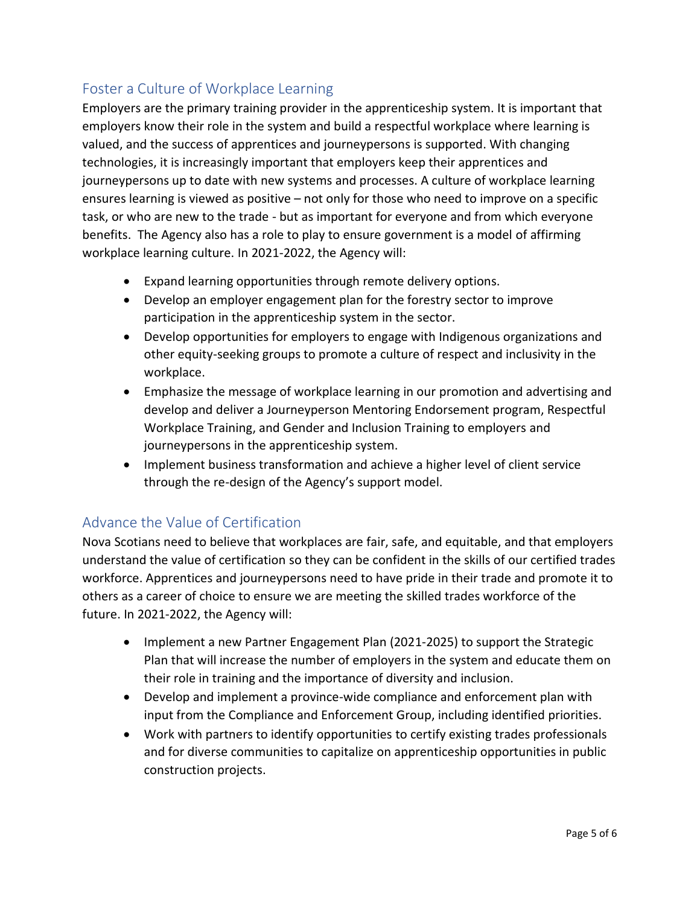## Foster a Culture of Workplace Learning

Employers are the primary training provider in the apprenticeship system. It is important that employers know their role in the system and build a respectful workplace where learning is valued, and the success of apprentices and journeypersons is supported. With changing technologies, it is increasingly important that employers keep their apprentices and journeypersons up to date with new systems and processes. A culture of workplace learning ensures learning is viewed as positive – not only for those who need to improve on a specific task, or who are new to the trade - but as important for everyone and from which everyone benefits. The Agency also has a role to play to ensure government is a model of affirming workplace learning culture. In 2021-2022, the Agency will:

- Expand learning opportunities through remote delivery options.
- Develop an employer engagement plan for the forestry sector to improve participation in the apprenticeship system in the sector.
- Develop opportunities for employers to engage with Indigenous organizations and other equity-seeking groups to promote a culture of respect and inclusivity in the workplace.
- Emphasize the message of workplace learning in our promotion and advertising and develop and deliver a Journeyperson Mentoring Endorsement program, Respectful Workplace Training, and Gender and Inclusion Training to employers and journeypersons in the apprenticeship system.
- Implement business transformation and achieve a higher level of client service through the re-design of the Agency's support model.

## Advance the Value of Certification

Nova Scotians need to believe that workplaces are fair, safe, and equitable, and that employers understand the value of certification so they can be confident in the skills of our certified trades workforce. Apprentices and journeypersons need to have pride in their trade and promote it to others as a career of choice to ensure we are meeting the skilled trades workforce of the future. In 2021-2022, the Agency will:

- Implement a new Partner Engagement Plan (2021-2025) to support the Strategic Plan that will increase the number of employers in the system and educate them on their role in training and the importance of diversity and inclusion.
- Develop and implement a province-wide compliance and enforcement plan with input from the Compliance and Enforcement Group, including identified priorities.
- Work with partners to identify opportunities to certify existing trades professionals and for diverse communities to capitalize on apprenticeship opportunities in public construction projects.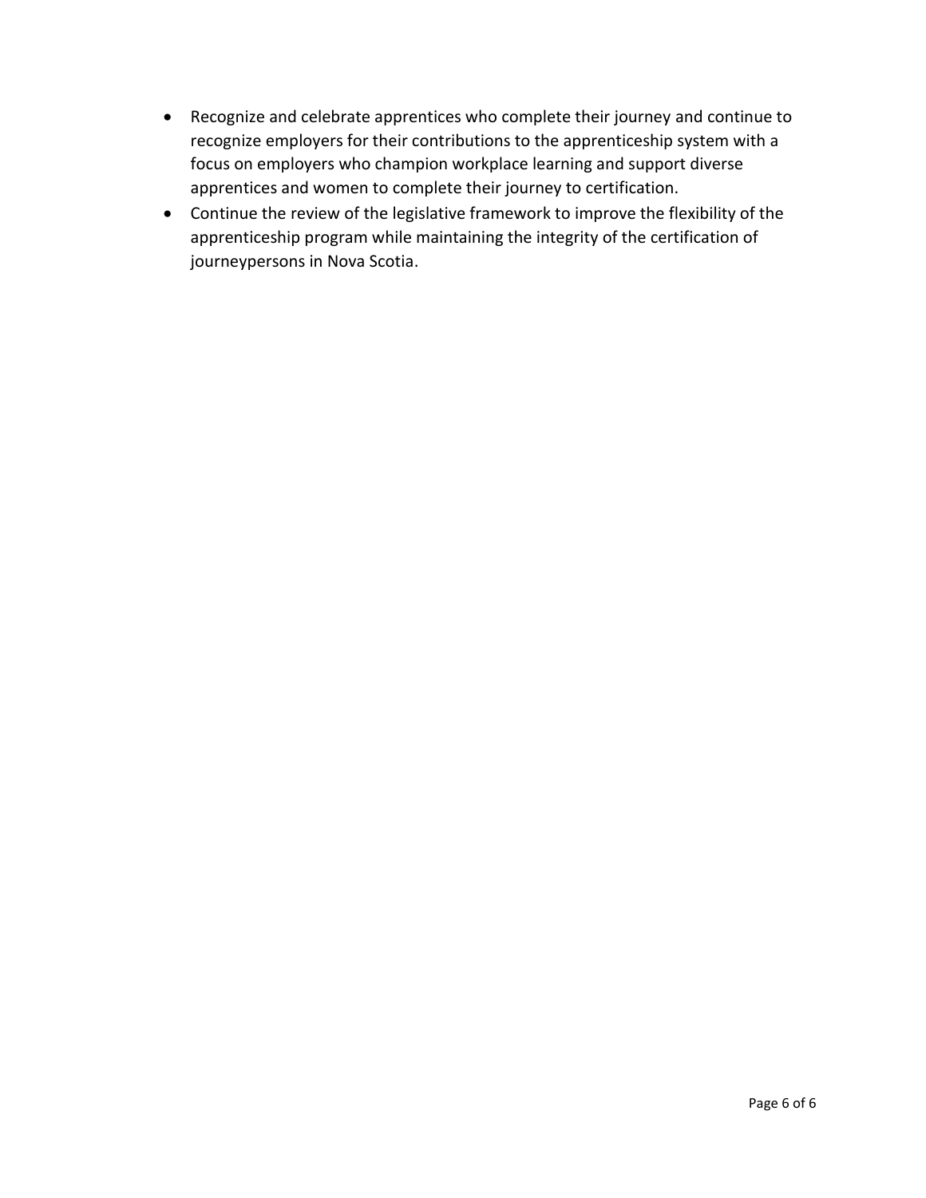- Recognize and celebrate apprentices who complete their journey and continue to recognize employers for their contributions to the apprenticeship system with a focus on employers who champion workplace learning and support diverse apprentices and women to complete their journey to certification.
- Continue the review of the legislative framework to improve the flexibility of the apprenticeship program while maintaining the integrity of the certification of journeypersons in Nova Scotia.